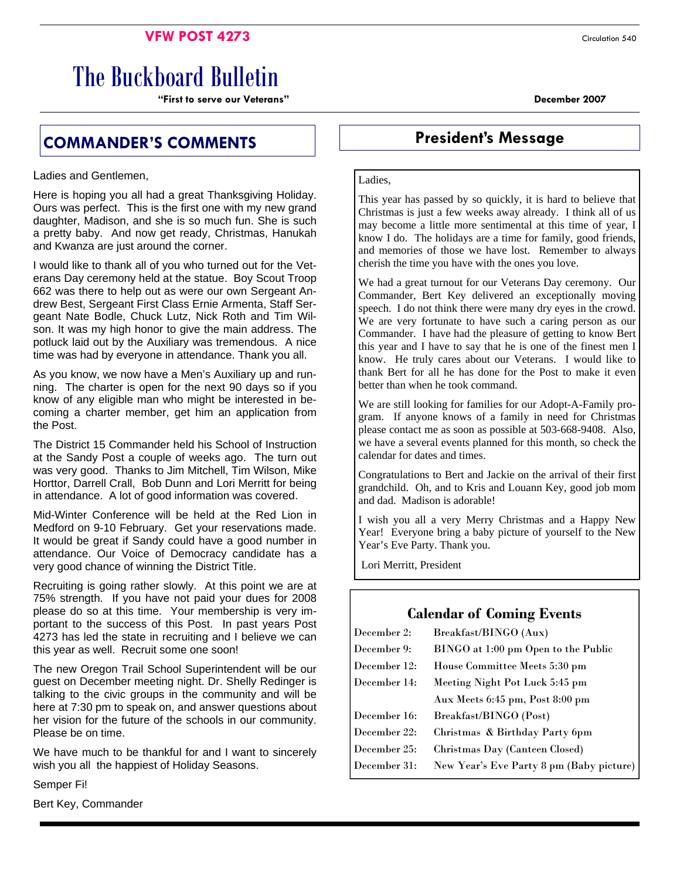**VFW POST 4273**

Circulation 540

# The Buckboard Bulletin

**"First to serve our Veterans"**

**December 2007**

## COMMANDER'S COMMENTS

Ladies and Gentlemen,

Here is hoping you all had a great Thanksgiving Holiday. Ours was perfect. This is the first one with my new grand daughter, Madison, and she is so much fun. She is such a pretty baby. And now get ready, Christmas, Hanukah and Kwanza are just around the corner.

I would like to thank all of you who turned out for the Veterans Day ceremony held at the statue. Boy Scout Troop 662 was there to help out as were our own Sergeant Andrew Best, Sergeant First Class Ernie Armenta, Staff Sergeant Nate Bodle, Chuck Lutz, Nick Roth and Tim Wilson. It was my high honor to give the main address. The potluck laid out by the Auxiliary was tremendous. A nice time was had by everyone in attendance. Thank you all.

As you know, we now have a Men's Auxiliary up and running. The charter is open for the next 90 days so if you know of any eligible man who might be interested in becoming a charter member, get him an application from the Post.

The District 15 Commander held his School of Instruction at the Sandy Post a couple of weeks ago. The turn out was very good. Thanks to Jim Mitchell, Tim Wilson, Mike Horttor, Darrell Crall, Bob Dunn and Lori Merritt for being in attendance. A lot of good information was covered.

Mid-Winter Conference will be held at the Red Lion in Medford on 9-10 February. Get your reservations made. It would be great if Sandy could have a good number in attendance. Our Voice of Democracy candidate has a very good chance of winning the District Title.

Recruiting is going rather slowly. At this point we are at 75% strength. If you have not paid your dues for 2008 please do so at this time. Your membership is very important to the success of this Post. In past years Post 4273 has led the state in recruiting and I believe we can this year as well. Recruit some one soon!

The new Oregon Trail School Superintendent will be our guest on December meeting night. Dr. Shelly Redinger is talking to the civic groups in the community and will be here at 7:30 pm to speak on, and answer questions about her vision for the future of the schools in our community. Please be on time.

We have much to be thankful for and I want to sincerely wish you all the happiest of Holiday Seasons.

Semper Fi!

Bert Key, Commander

## President's Message

Ladies,

This year has passed by so quickly, it is hard to believe that Christmas is just a few weeks away already. I think all of us may become a little more sentimental at this time of year, I know I do. The holidays are a time for family, good friends, and memories of those we have lost. Remember to always cherish the time you have with the ones you love.

We had a great turnout for our Veterans Day ceremony. Our Commander, Bert Key delivered an exceptionally moving speech. I do not think there were many dry eyes in the crowd. We are very fortunate to have such a caring person as our Commander. I have had the pleasure of getting to know Bert this year and I have to say that he is one of the finest men I know. He truly cares about our Veterans. I would like to thank Bert for all he has done for the Post to make it even better than when he took command.

We are still looking for families for our Adopt-A-Family program. If anyone knows of a family in need for Christmas please contact me as soon as possible at 503-668-9408. Also, we have a several events planned for this month, so check the calendar for dates and times.

Congratulations to Bert and Jackie on the arrival of their first grandchild. Oh, and to Kris and Louann Key, good job mom and dad. Madison is adorable!

I wish you all a very Merry Christmas and a Happy New Year! Everyone bring a baby picture of yourself to the New Year's Eve Party. Thank you.

Lori Merritt, President

### Calendar of Coming Events

| Date | Event |
|---|---|
| December 2: | Breakfast/BINGO (Aux) |
| December 9: | BINGO at 1:00 pm Open to the Public |
| December 12: | House Committee Meets 5:30 pm |
| December 14: | Meeting Night Pot Luck 5:45 pm |
| | Aux Meets 6:45 pm, Post 8:00 pm |
| December 16: | Breakfast/BINGO (Post) |
| December 22: | Christmas & Birthday Party 6pm |
| December 25: | Christmas Day (Canteen Closed) |
| December 31: | New Year's Eve Party 8 pm (Baby picture) |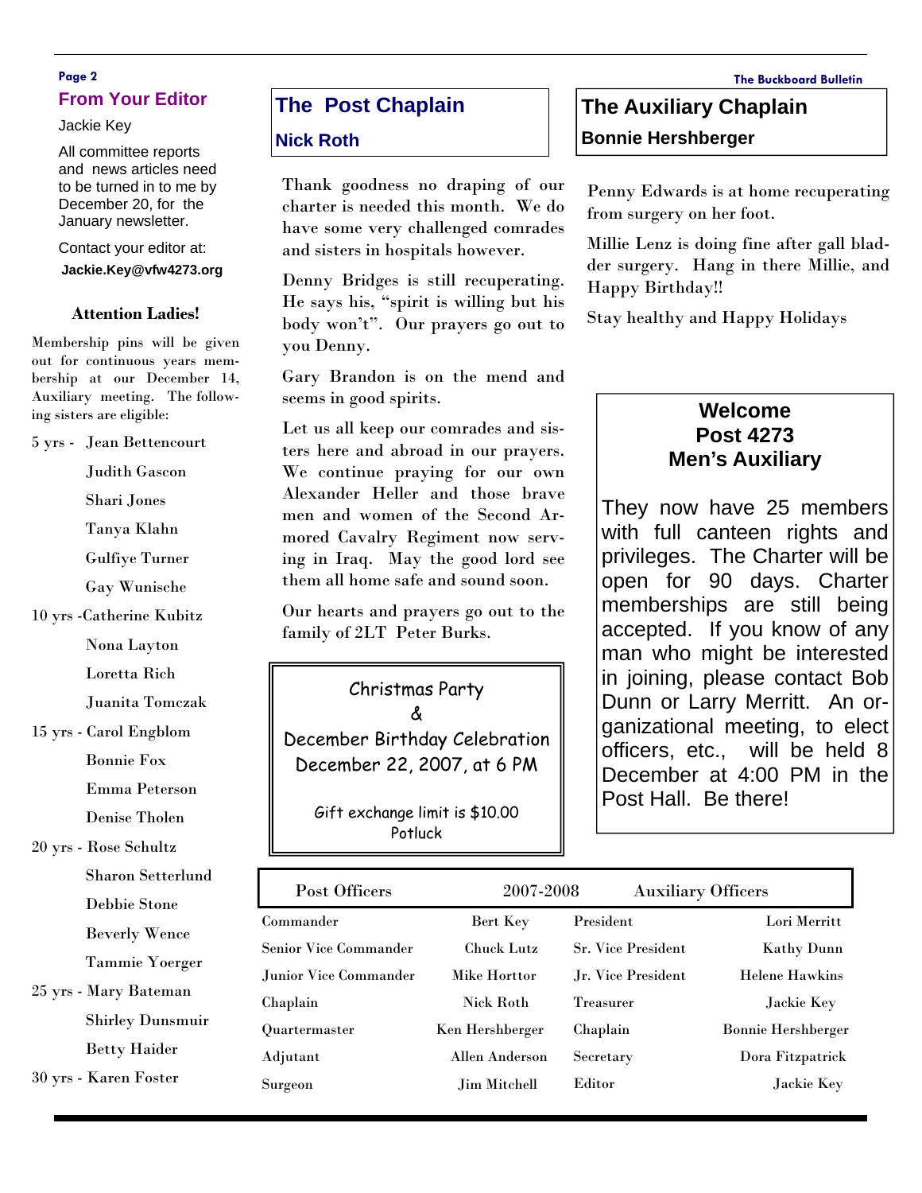## From Your Editor

Jackie Key

All committee reports and news articles need to be turned in to me by December 20, for the January newsletter.

Contact your editor at:

**Jackie.Key@vfw4273.org**

### Attention Ladies!

Membership pins will be given out for continuous years membership at our December 14, Auxiliary meeting. The following sisters are eligible:

5 yrs - Jean Bettencourt
- Judith Gascon
- Shari Jones
- Tanya Klahn
- Gulfiye Turner
- Gay Wunische

10 yrs -Catherine Kubitz
- Nona Layton
- Loretta Rich
- Juanita Tomczak

15 yrs - Carol Engblom
- Bonnie Fox
- Emma Peterson
- Denise Tholen

20 yrs - Rose Schultz
- Sharon Setterlund
- Debbie Stone
- Beverly Wence
- Tammie Yoerger

25 yrs - Mary Bateman
- Shirley Dunsmuir
- Betty Haider

30 yrs - Karen Foster

## The Post Chaplain

### Nick Roth

Thank goodness no draping of our charter is needed this month. We do have some very challenged comrades and sisters in hospitals however.

Denny Bridges is still recuperating. He says his, "spirit is willing but his body won't". Our prayers go out to you Denny.

Gary Brandon is on the mend and seems in good spirits.

Let us all keep our comrades and sisters here and abroad in our prayers. We continue praying for our own Alexander Heller and those brave men and women of the Second Armored Cavalry Regiment now serving in Iraq. May the good lord see them all home safe and sound soon.

Our hearts and prayers go out to the family of 2LT Peter Burks.

Christmas Party
&
December Birthday Celebration
December 22, 2007, at 6 PM

Gift exchange limit is $10.00
Potluck

## The Auxiliary Chaplain

### Bonnie Hershberger

Penny Edwards is at home recuperating from surgery on her foot.

Millie Lenz is doing fine after gall bladder surgery. Hang in there Millie, and Happy Birthday!!

Stay healthy and Happy Holidays

### Welcome Post 4273 Men's Auxiliary

They now have 25 members with full canteen rights and privileges. The Charter will be open for 90 days. Charter memberships are still being accepted. If you know of any man who might be interested in joining, please contact Bob Dunn or Larry Merritt. An organizational meeting, to elect officers, etc., will be held 8 December at 4:00 PM in the Post Hall. Be there!

| Post Officers | 2007-2008 | Auxiliary Officers | |
|---|---|---|---|
| Commander | Bert Key | President | Lori Merritt |
| Senior Vice Commander | Chuck Lutz | Sr. Vice President | Kathy Dunn |
| Junior Vice Commander | Mike Horttor | Jr. Vice President | Helene Hawkins |
| Chaplain | Nick Roth | Treasurer | Jackie Key |
| Quartermaster | Ken Hershberger | Chaplain | Bonnie Hershberger |
| Adjutant | Allen Anderson | Secretary | Dora Fitzpatrick |
| Surgeon | Jim Mitchell | Editor | Jackie Key |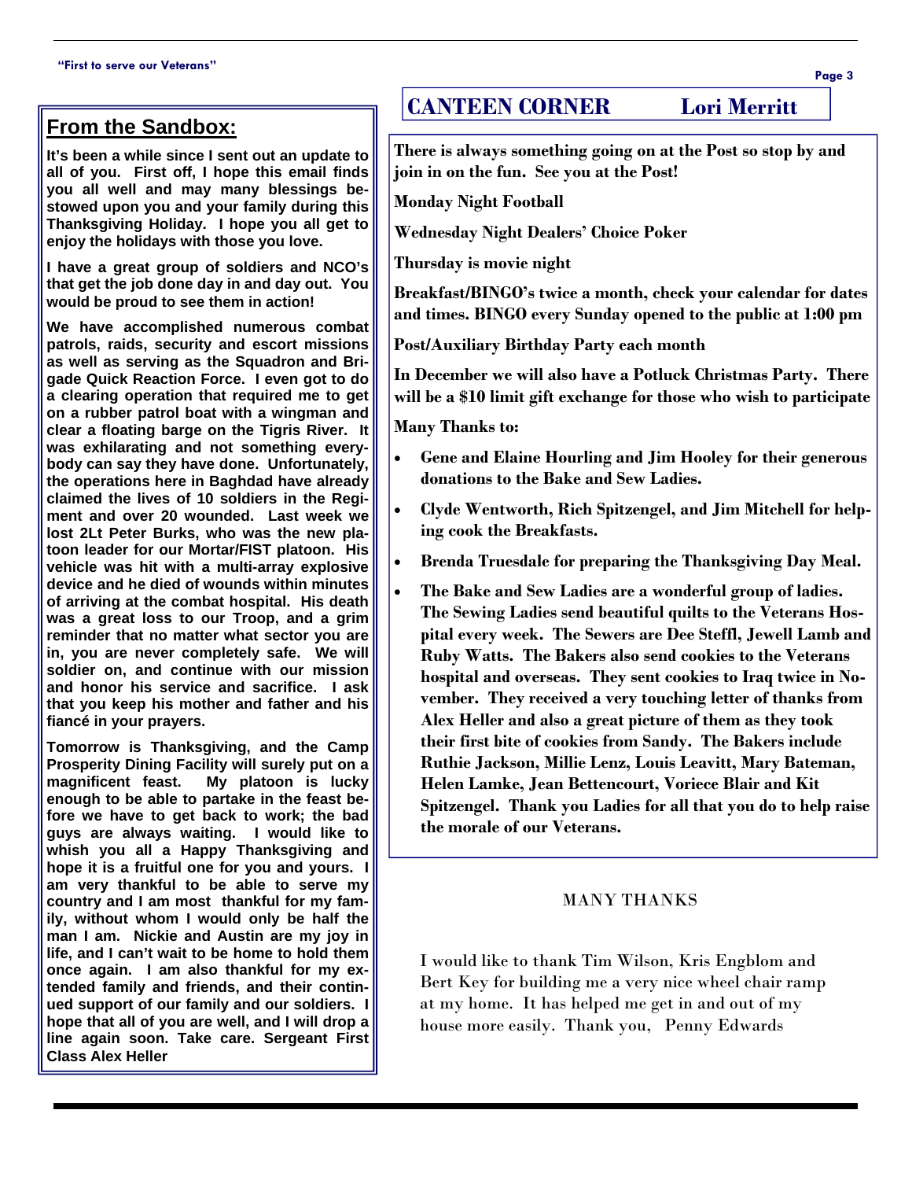## From the Sandbox:

**It's been a while since I sent out an update to all of you. First off, I hope this email finds you all well and may many blessings bestowed upon you and your family during this Thanksgiving Holiday. I hope you all get to enjoy the holidays with those you love.**

**I have a great group of soldiers and NCO's that get the job done day in and day out. You would be proud to see them in action!**

**We have accomplished numerous combat patrols, raids, security and escort missions as well as serving as the Squadron and Brigade Quick Reaction Force. I even got to do a clearing operation that required me to get on a rubber patrol boat with a wingman and clear a floating barge on the Tigris River. It was exhilarating and not something everybody can say they have done. Unfortunately, the operations here in Baghdad have already claimed the lives of 10 soldiers in the Regiment and over 20 wounded. Last week we lost 2Lt Peter Burks, who was the new platoon leader for our Mortar/FIST platoon. His vehicle was hit with a multi-array explosive device and he died of wounds within minutes of arriving at the combat hospital. His death was a great loss to our Troop, and a grim reminder that no matter what sector you are in, you are never completely safe. We will soldier on, and continue with our mission and honor his service and sacrifice. I ask that you keep his mother and father and his fiancé in your prayers.**

**Tomorrow is Thanksgiving, and the Camp Prosperity Dining Facility will surely put on a magnificent feast. My platoon is lucky enough to be able to partake in the feast before we have to get back to work; the bad guys are always waiting. I would like to whish you all a Happy Thanksgiving and hope it is a fruitful one for you and yours. I am very thankful to be able to serve my country and I am most thankful for my family, without whom I would only be half the man I am. Nickie and Austin are my joy in life, and I can't wait to be home to hold them once again. I am also thankful for my extended family and friends, and their continued support of our family and our soldiers. I hope that all of you are well, and I will drop a line again soon. Take care. Sergeant First Class Alex Heller**

## CANTEEN CORNER — Lori Merritt

**There is always something going on at the Post so stop by and join in on the fun. See you at the Post!**

**Monday Night Football**

**Wednesday Night Dealers' Choice Poker**

**Thursday is movie night**

**Breakfast/BINGO's twice a month, check your calendar for dates and times. BINGO every Sunday opened to the public at 1:00 pm**

**Post/Auxiliary Birthday Party each month**

**In December we will also have a Potluck Christmas Party. There will be a $10 limit gift exchange for those who wish to participate**

**Many Thanks to:**

- **Gene and Elaine Hourling and Jim Hooley for their generous donations to the Bake and Sew Ladies.**
- **Clyde Wentworth, Rich Spitzengel, and Jim Mitchell for helping cook the Breakfasts.**
- **Brenda Truesdale for preparing the Thanksgiving Day Meal.**
- **The Bake and Sew Ladies are a wonderful group of ladies. The Sewing Ladies send beautiful quilts to the Veterans Hospital every week. The Sewers are Dee Steffl, Jewell Lamb and Ruby Watts. The Bakers also send cookies to the Veterans hospital and overseas. They sent cookies to Iraq twice in November. They received a very touching letter of thanks from Alex Heller and also a great picture of them as they took their first bite of cookies from Sandy. The Bakers include Ruthie Jackson, Millie Lenz, Louis Leavitt, Mary Bateman, Helen Lamke, Jean Bettencourt, Voriece Blair and Kit Spitzengel. Thank you Ladies for all that you do to help raise the morale of our Veterans.**

MANY THANKS

I would like to thank Tim Wilson, Kris Engblom and Bert Key for building me a very nice wheel chair ramp at my home. It has helped me get in and out of my house more easily. Thank you, Penny Edwards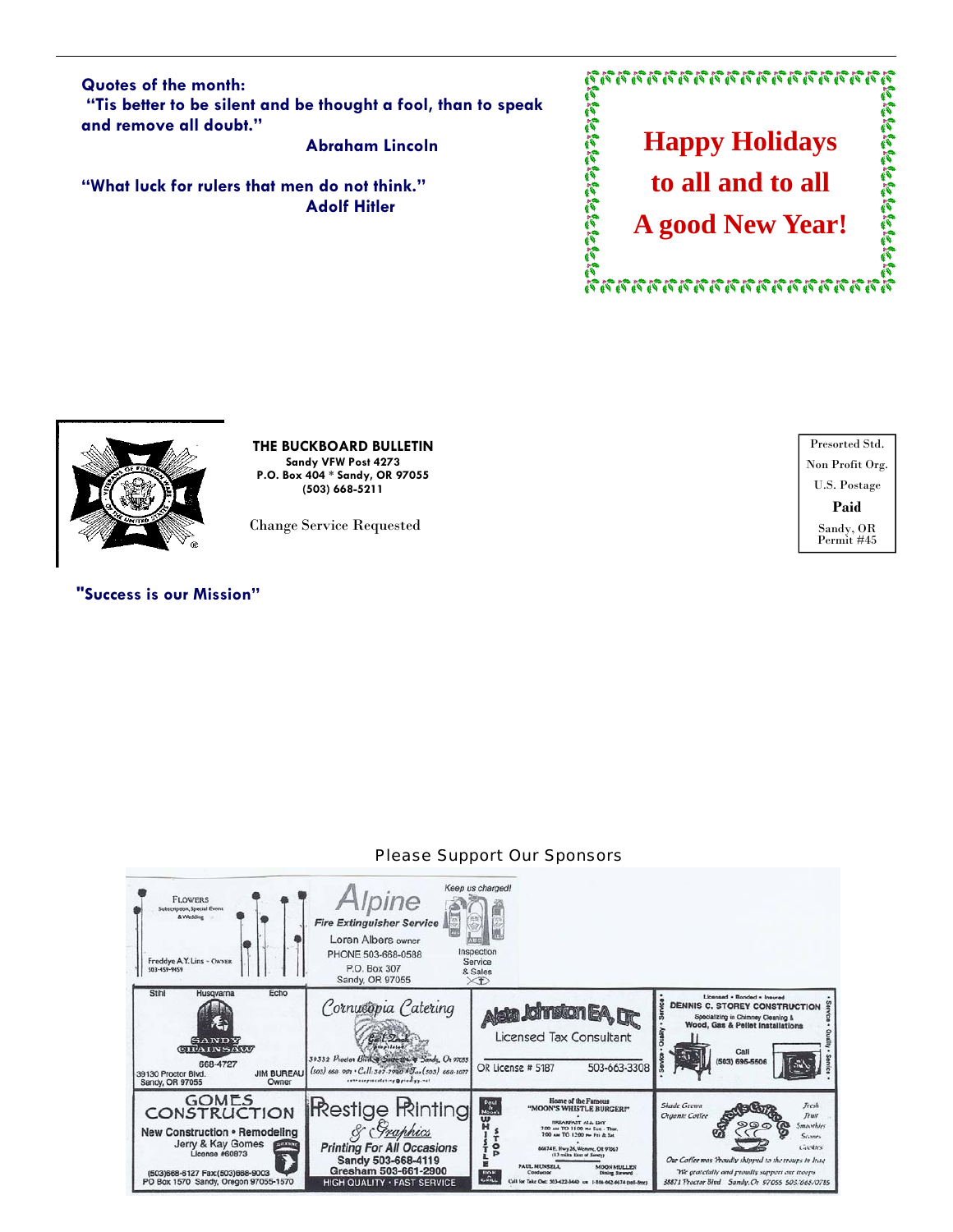**Quotes of the month:**

**"Tis better to be silent and be thought a fool, than to speak and remove all doubt."**

**Abraham Lincoln**

**"What luck for rulers that men do not think."**

**Adolf Hitler**

**Happy Holidays to all and to all A good New Year!**

**THE BUCKBOARD BULLETIN**
**Sandy VFW Post 4273**
**P.O. Box 404 * Sandy, OR 97055**
**(503) 668-5211**

Change Service Requested

Presorted Std.
Non Profit Org.
U.S. Postage
**Paid**
Sandy, OR
Permit #45

**"Success is our Mission"**

Please Support Our Sponsors

FLOWERS
Subscription, Special Event & Wedding
Freddye A.Y. Lins ~ Owner
503-459-9459

Alpine
Fire Extinguisher Service
Keep us charged!
Loren Albers owner
PHONE 503-668-0588
P.O. Box 307
Sandy, OR 97055
Inspection Service & Sales

Stihl Husqvarna Echo
SANDY CHAINSAW
668-4727
39130 Proctor Blvd.
Sandy, OR 97055
JIM BUREAU Owner

Cornucopia Catering
Gail Zinek
39332 Proctor Blvd, Suite #4 Sandy, Or 97055
(503) 668-9111 • Cell 307-7990 • Fax (503) 668-1077

Aleta Johnston EA, LLC
Licensed Tax Consultant
OR License # 5187
503-663-3308

Licensed • Bonded • Insured
DENNIS C. STOREY CONSTRUCTION
Specializing in Chimney Cleaning & Wood, Gas & Pellet Installations
Call (503) 695-5606
Service • Quality • Service

GOMES CONSTRUCTION
New Construction • Remodeling
Jerry & Kay Gomes
License #60873
(503)668-6127 Fax(503)668-9003
PO Box 1570 Sandy, Oregon 97055-1570

Prestige Printing & Graphics
Printing For All Occasions
Sandy 503-668-4119
Gresham 503-661-2900
HIGH QUALITY • FAST SERVICE

Paul & Moon's
WHISTLE STOP
Home of the Famous "MOON'S WHISTLE BURGER!"
BREAKFAST ALL DAY
7:00 am TO 11:00 pm Sun - Thur.
7:00 am TO 12:00 pm Fri & Sat
66674E. Hwy 26, Welches, OR 97067
(13 miles East of Sandy)
PAUL MUNSELL Conductor
MOON MULLER Dining Steward
BAR & GRILL
Call for Take Out: 503-622-3440 or 1-866-662-4674 (toll-free)

Sarah's Coffee Co.
Shade Grown Organic Coffee
Fresh Fruit Smoothies Scones Cookies
Our Coffee was Proudly shipped to the troops in Iraq
We gratefully and proudly support our troops
38871 Proctor Blvd Sandy, Or 97055 503/668/0785